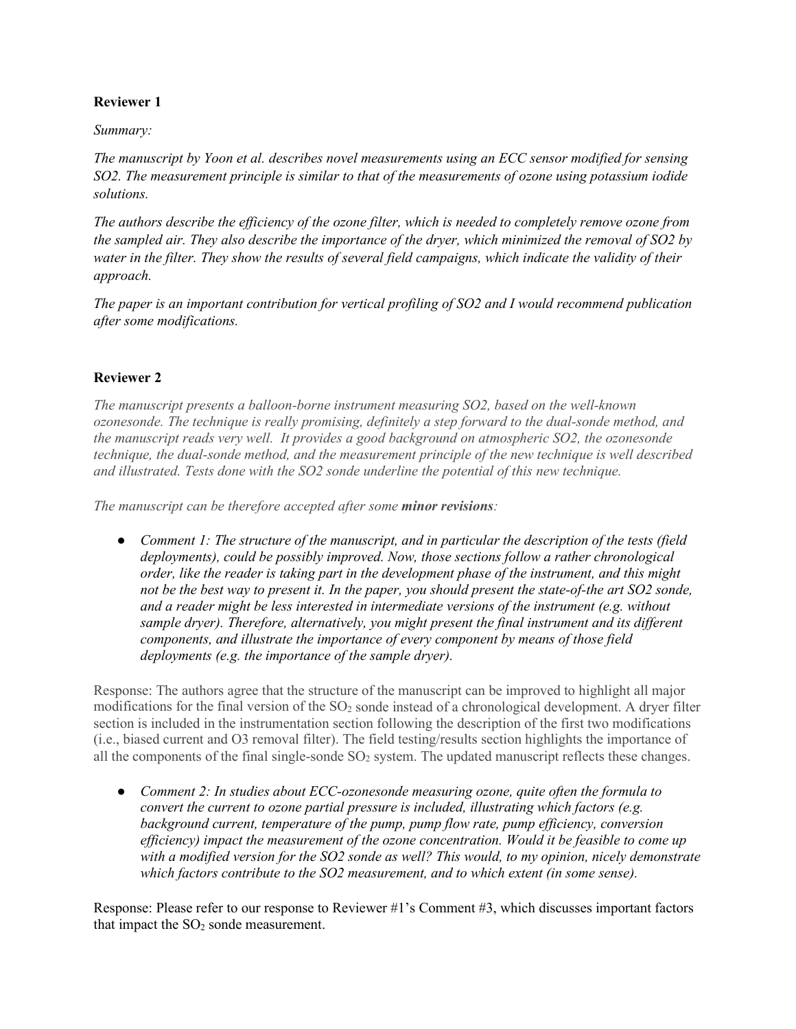**Reviewer 1**

*Summary:*

*The manuscript by Yoon et al. describes novel measurements using an ECC sensor modified for sensing SO2. The measurement principle is similar to that of the measurements of ozone using potassium iodide solutions.*

*The authors describe the efficiency of the ozone filter, which is needed to completely remove ozone from the sampled air. They also describe the importance of the dryer, which minimized the removal of SO2 by water in the filter. They show the results of several field campaigns, which indicate the validity of their approach.*

*The paper is an important contribution for vertical profiling of SO2 and I would recommend publication after some modifications.*

**Reviewer 2**

*The manuscript presents a balloon-borne instrument measuring SO2, based on the well-known ozonesonde. The technique is really promising, definitely a step forward to the dual-sonde method, and the manuscript reads very well. It provides a good background on atmospheric SO2, the ozonesonde technique, the dual-sonde method, and the measurement principle of the new technique is well described and illustrated. Tests done with the SO2 sonde underline the potential of this new technique.*

*The manuscript can be therefore accepted after some **minor revisions**:*

- *Comment 1: The structure of the manuscript, and in particular the description of the tests (field deployments), could be possibly improved. Now, those sections follow a rather chronological order, like the reader is taking part in the development phase of the instrument, and this might not be the best way to present it. In the paper, you should present the state-of-the art SO2 sonde, and a reader might be less interested in intermediate versions of the instrument (e.g. without sample dryer). Therefore, alternatively, you might present the final instrument and its different components, and illustrate the importance of every component by means of those field deployments (e.g. the importance of the sample dryer).*

Response: The authors agree that the structure of the manuscript can be improved to highlight all major modifications for the final version of the $SO_2$ sonde instead of a chronological development. A dryer filter section is included in the instrumentation section following the description of the first two modifications (i.e., biased current and O3 removal filter). The field testing/results section highlights the importance of all the components of the final single-sonde $SO_2$ system. The updated manuscript reflects these changes.

- *Comment 2: In studies about ECC-ozonesonde measuring ozone, quite often the formula to convert the current to ozone partial pressure is included, illustrating which factors (e.g. background current, temperature of the pump, pump flow rate, pump efficiency, conversion efficiency) impact the measurement of the ozone concentration. Would it be feasible to come up with a modified version for the SO2 sonde as well? This would, to my opinion, nicely demonstrate which factors contribute to the SO2 measurement, and to which extent (in some sense).*

Response: Please refer to our response to Reviewer #1's Comment #3, which discusses important factors that impact the $SO_2$ sonde measurement.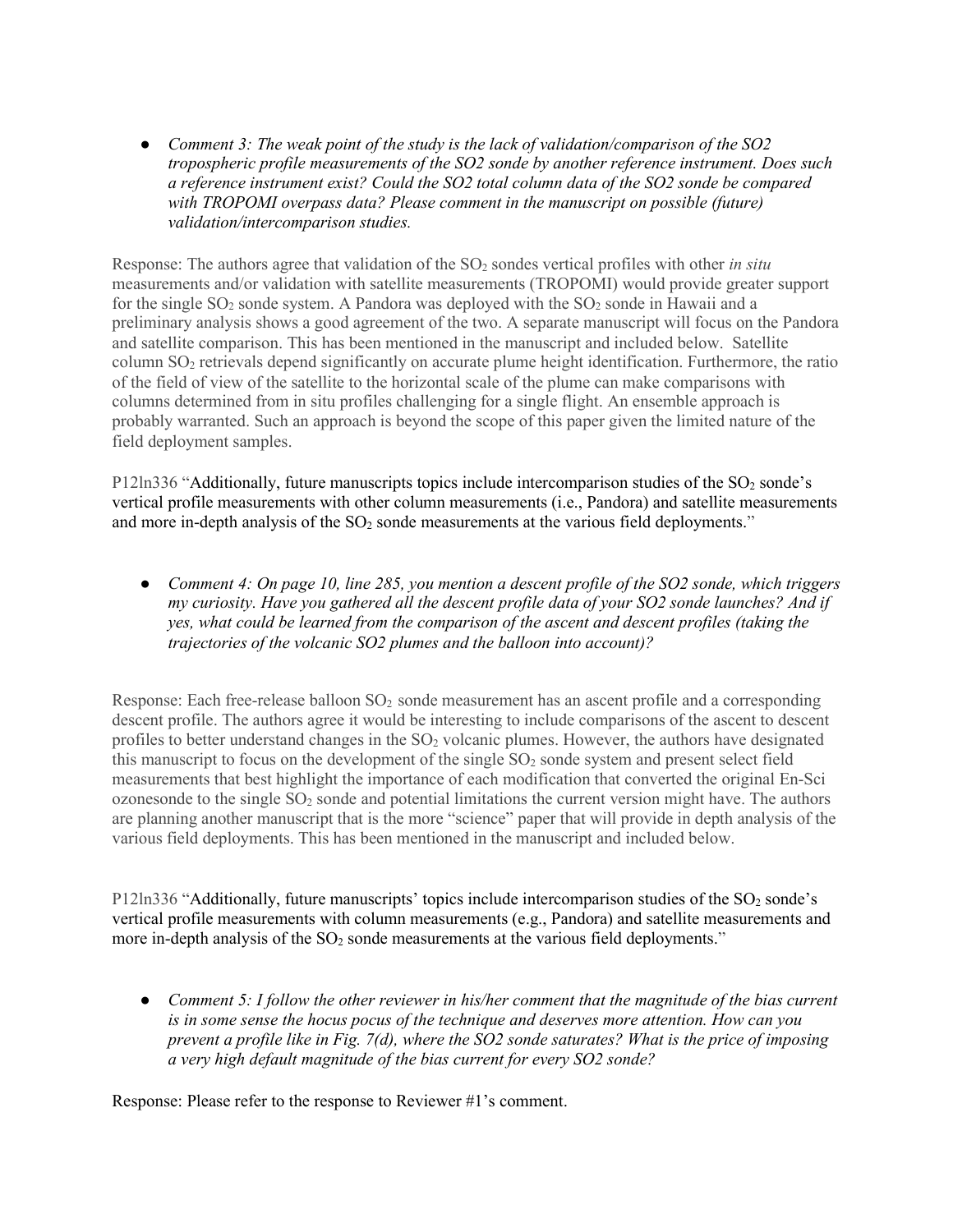- *Comment 3: The weak point of the study is the lack of validation/comparison of the SO2 tropospheric profile measurements of the SO2 sonde by another reference instrument. Does such a reference instrument exist? Could the SO2 total column data of the SO2 sonde be compared with TROPOMI overpass data? Please comment in the manuscript on possible (future) validation/intercomparison studies.*

Response: The authors agree that validation of the $SO_2$ sondes vertical profiles with other *in situ* measurements and/or validation with satellite measurements (TROPOMI) would provide greater support for the single $SO_2$ sonde system. A Pandora was deployed with the $SO_2$ sonde in Hawaii and a preliminary analysis shows a good agreement of the two. A separate manuscript will focus on the Pandora and satellite comparison. This has been mentioned in the manuscript and included below. Satellite column $SO_2$ retrievals depend significantly on accurate plume height identification. Furthermore, the ratio of the field of view of the satellite to the horizontal scale of the plume can make comparisons with columns determined from in situ profiles challenging for a single flight. An ensemble approach is probably warranted. Such an approach is beyond the scope of this paper given the limited nature of the field deployment samples.

P12ln336 "Additionally, future manuscripts topics include intercomparison studies of the $SO_2$ sonde's vertical profile measurements with other column measurements (i.e., Pandora) and satellite measurements and more in-depth analysis of the $SO_2$ sonde measurements at the various field deployments."

- *Comment 4: On page 10, line 285, you mention a descent profile of the SO2 sonde, which triggers my curiosity. Have you gathered all the descent profile data of your SO2 sonde launches? And if yes, what could be learned from the comparison of the ascent and descent profiles (taking the trajectories of the volcanic SO2 plumes and the balloon into account)?*

Response: Each free-release balloon $SO_2$ sonde measurement has an ascent profile and a corresponding descent profile. The authors agree it would be interesting to include comparisons of the ascent to descent profiles to better understand changes in the $SO_2$ volcanic plumes. However, the authors have designated this manuscript to focus on the development of the single $SO_2$ sonde system and present select field measurements that best highlight the importance of each modification that converted the original En-Sci ozonesonde to the single $SO_2$ sonde and potential limitations the current version might have. The authors are planning another manuscript that is the more "science" paper that will provide in depth analysis of the various field deployments. This has been mentioned in the manuscript and included below.

P12ln336 "Additionally, future manuscripts' topics include intercomparison studies of the $SO_2$ sonde's vertical profile measurements with column measurements (e.g., Pandora) and satellite measurements and more in-depth analysis of the $SO_2$ sonde measurements at the various field deployments."

- *Comment 5: I follow the other reviewer in his/her comment that the magnitude of the bias current is in some sense the hocus pocus of the technique and deserves more attention. How can you prevent a profile like in Fig. 7(d), where the SO2 sonde saturates? What is the price of imposing a very high default magnitude of the bias current for every SO2 sonde?*

Response: Please refer to the response to Reviewer #1's comment.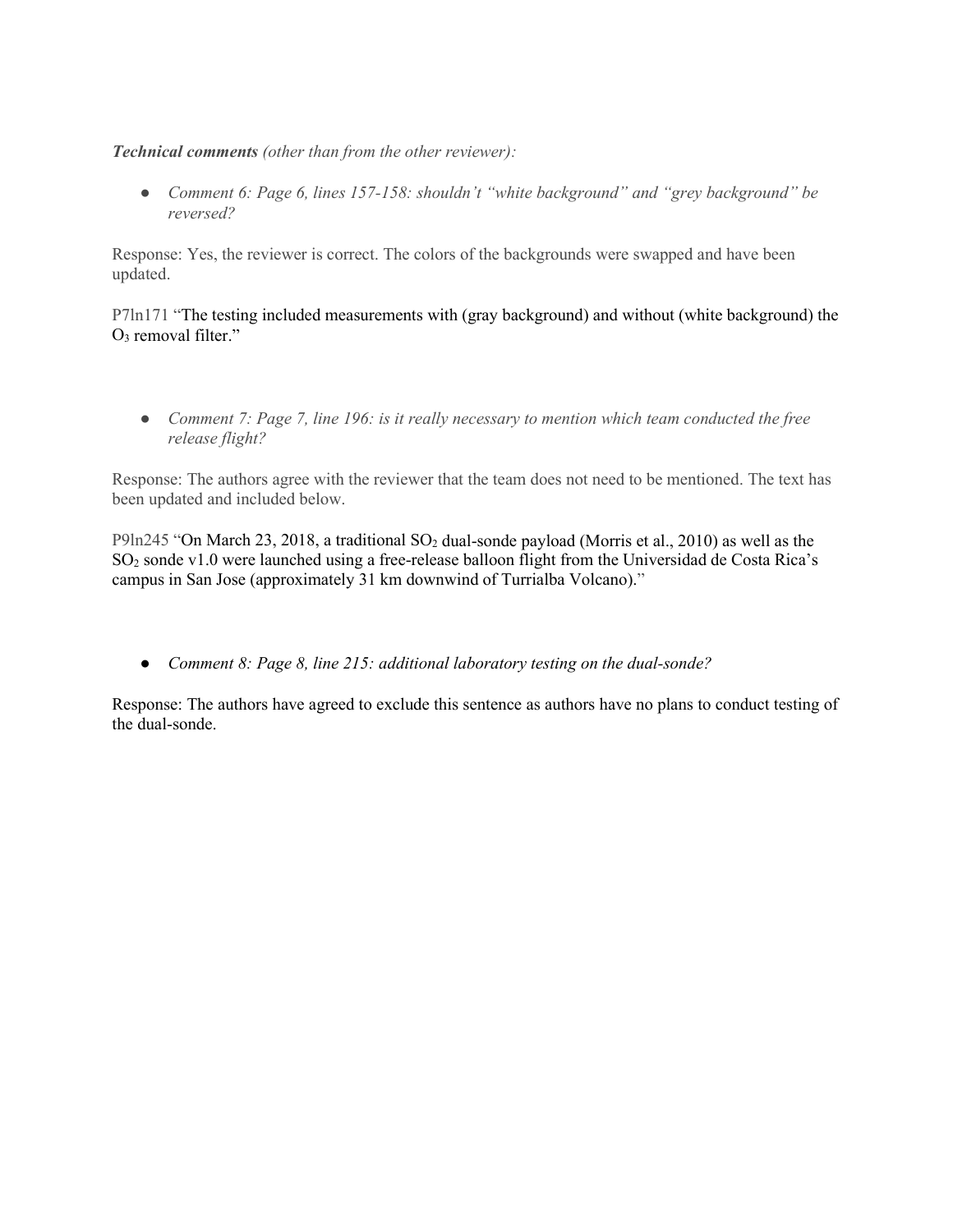***Technical comments*** *(other than from the other reviewer):*

- *Comment 6: Page 6, lines 157-158: shouldn't "white background" and "grey background" be reversed?*

Response: Yes, the reviewer is correct. The colors of the backgrounds were swapped and have been updated.

P7ln171 "The testing included measurements with (gray background) and without (white background) the $O_3$ removal filter."

- *Comment 7: Page 7, line 196: is it really necessary to mention which team conducted the free release flight?*

Response: The authors agree with the reviewer that the team does not need to be mentioned. The text has been updated and included below.

P9ln245 "On March 23, 2018, a traditional $SO_2$ dual-sonde payload (Morris et al., 2010) as well as the $SO_2$ sonde v1.0 were launched using a free-release balloon flight from the Universidad de Costa Rica's campus in San Jose (approximately 31 km downwind of Turrialba Volcano)."

- *Comment 8: Page 8, line 215: additional laboratory testing on the dual-sonde?*

Response: The authors have agreed to exclude this sentence as authors have no plans to conduct testing of the dual-sonde.